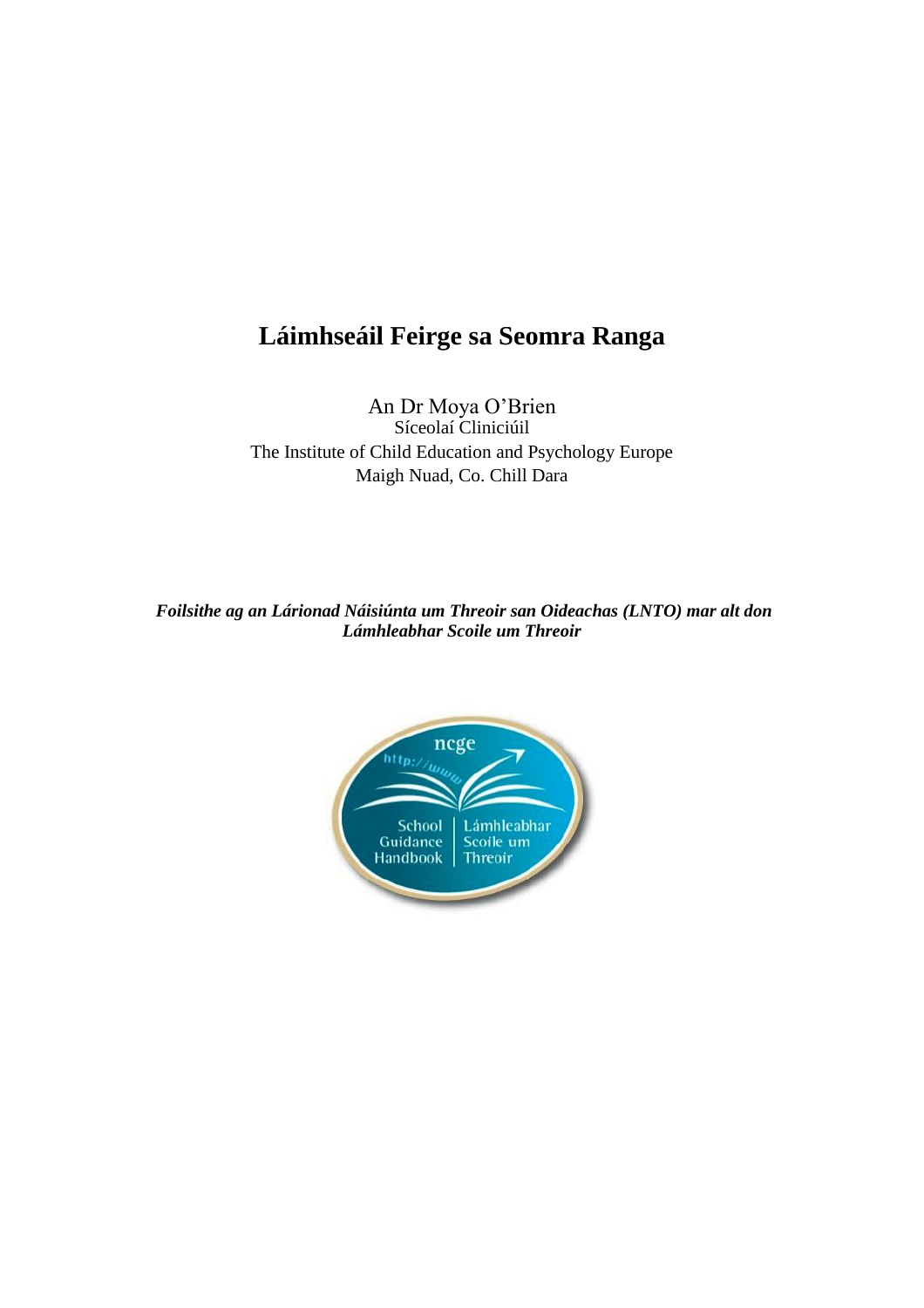# Láimhseáil Feirge sa Seomra Ranga

An Dr Moya O'Brien
Síceolaí Cliniciúil
The Institute of Child Education and Psychology Europe
Maigh Nuad, Co. Chill Dara

***Foilsithe ag an Lárionad Náisiúnta um Threoir san Oideachas (LNTO) mar alt don Lámhleabhar Scoile um Threoir***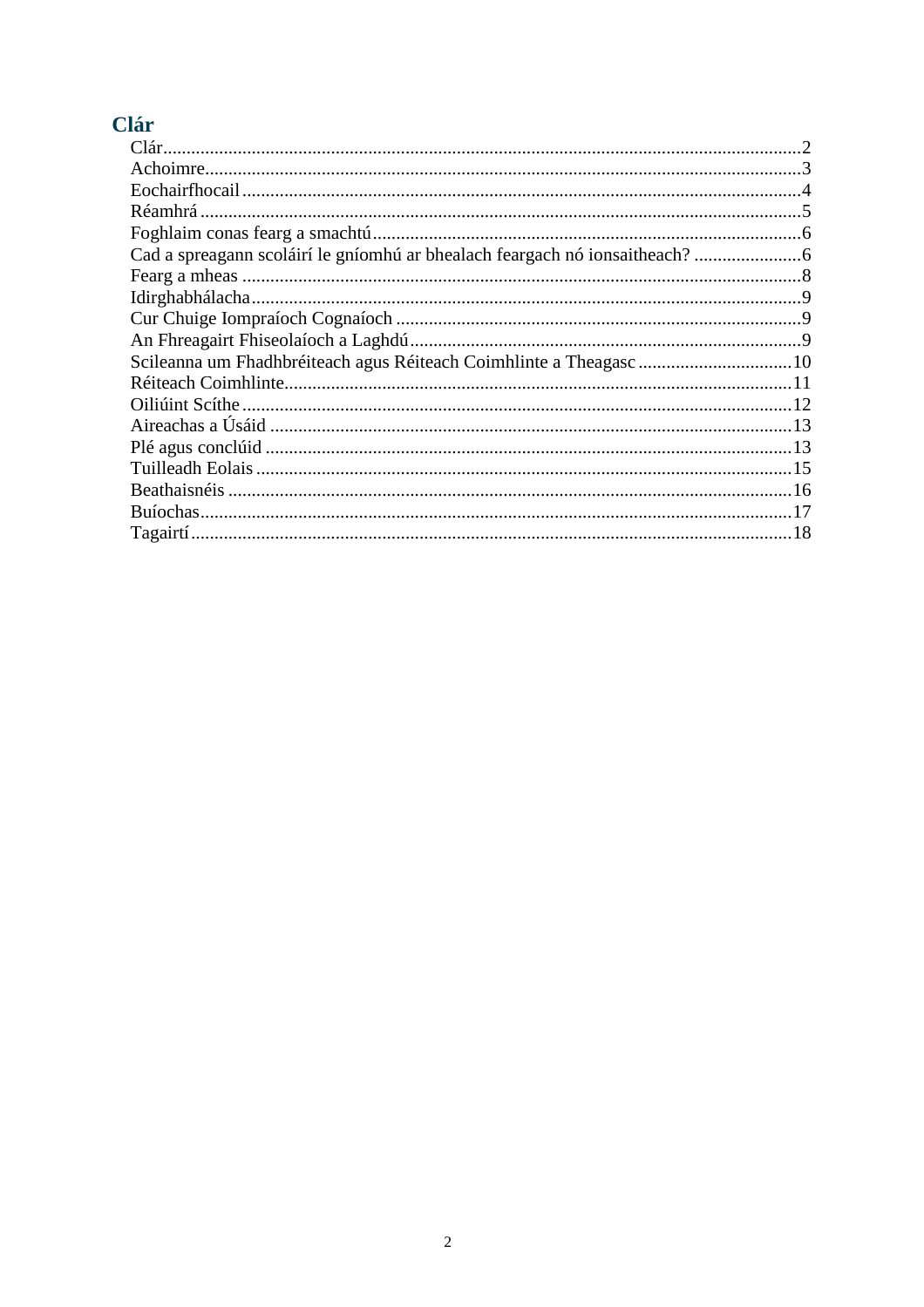## Clár

Clár........................................................................................................................2
Achoimre..................................................................................................................3
Eochairfhocail.........................................................................................................4
Réamhrá..................................................................................................................5
Foghlaim conas fearg a smachtú.............................................................................6
Cad a spreagann scoláirí le gníomhú ar bhealach feargach nó ionsaitheach? ........................6
Fearg a mheas .........................................................................................................8
Idirghabhálacha.......................................................................................................9
Cur Chuige Iompraíoch Cognaíoch ........................................................................9
An Fhreagairt Fhiseolaíoch a Laghdú.....................................................................9
Scileanna um Fhadhbhréiteach agus Réiteach Coimhlinte a Theagasc ......................10
Réiteach Coimhlinte..............................................................................................11
Oiliúint Scíthe .......................................................................................................12
Aireachas a Úsáid .................................................................................................13
Plé agus conclúid ..................................................................................................13
Tuilleadh Eolais ....................................................................................................15
Beathaisnéis ..........................................................................................................16
Buíochas................................................................................................................17
Tagairtí..................................................................................................................18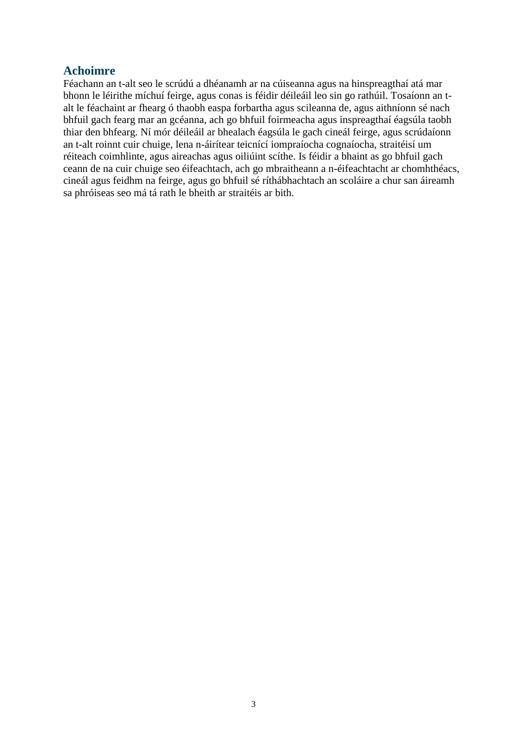## Achoimre

Féachann an t-alt seo le scrúdú a dhéanamh ar na cúiseanna agus na hinspreagthaí atá mar bhonn le léirithe míchuí feirge, agus conas is féidir déileáil leo sin go rathúil. Tosaíonn an t-alt le féachaint ar fhearg ó thaobh easpa forbartha agus scileanna de, agus aithníonn sé nach bhfuil gach fearg mar an gcéanna, ach go bhfuil foirmeacha agus inspreagthaí éagsúla taobh thiar den bhfearg. Ní mór déileáil ar bhealach éagsúla le gach cineál feirge, agus scrúdaíonn an t-alt roinnt cuir chuige, lena n-áirítear teicnící iompraíocha cognaíocha, straitéisí um réiteach coimhlinte, agus aireachas agus oiliúint scíthe. Is féidir a bhaint as go bhfuil gach ceann de na cuir chuige seo éifeachtach, ach go mbraitheann a n-éifeachtacht ar chomhthéacs, cineál agus feidhm na feirge, agus go bhfuil sé ríthábhachtach an scoláire a chur san áireamh sa phróiseas seo má tá rath le bheith ar straitéis ar bith.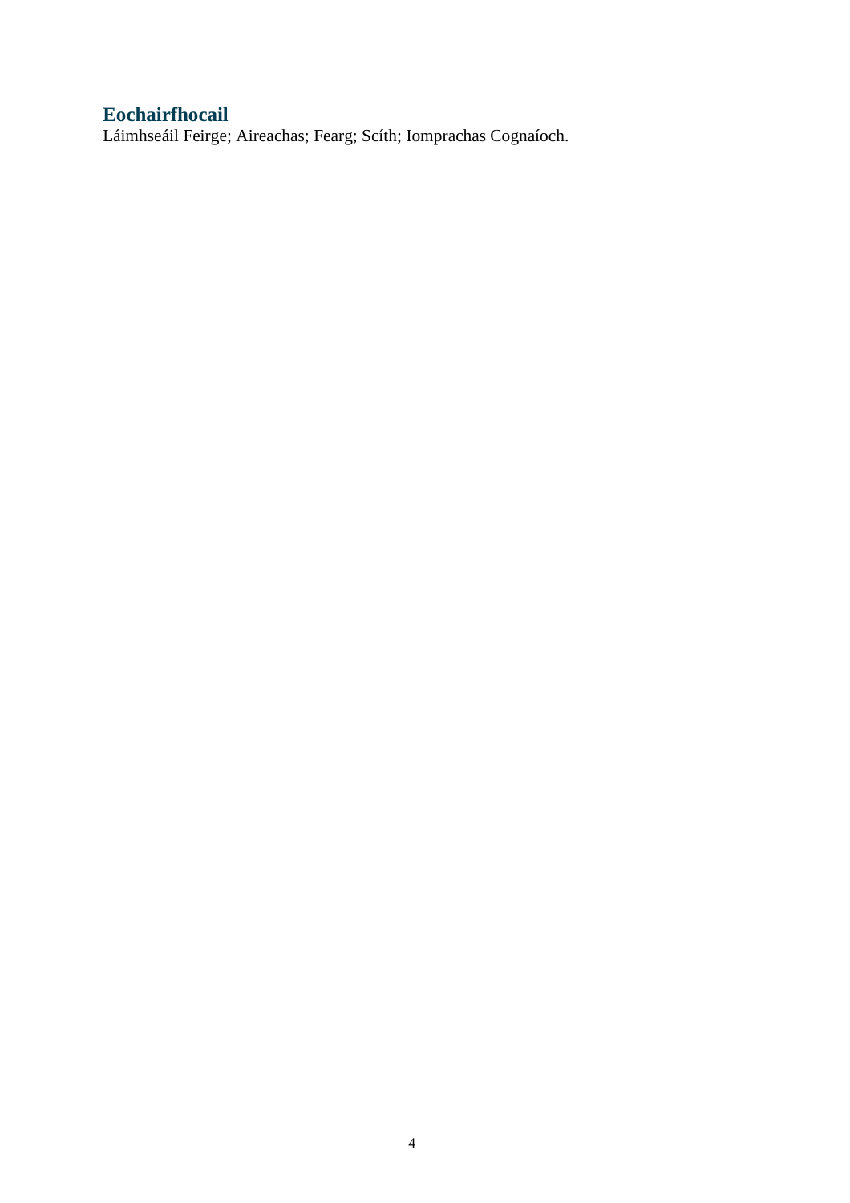## Eochairfhocail

Láimhseáil Feirge; Aireachas; Fearg; Scíth; Iomprachas Cognaíoch.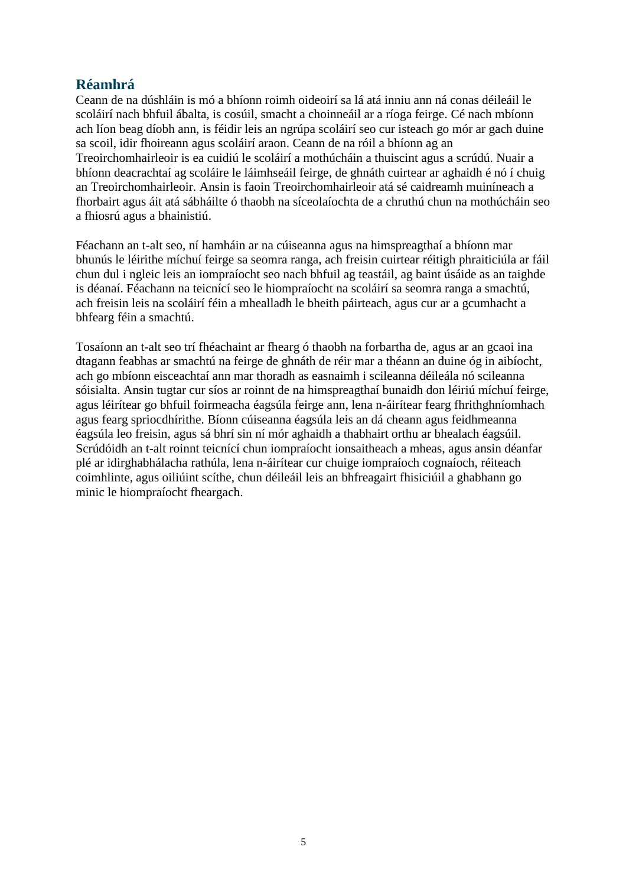## Réamhrá

Ceann de na dúshláin is mó a bhíonn roimh oideoirí sa lá atá inniu ann ná conas déileáil le scoláirí nach bhfuil ábalta, is cosúil, smacht a choinneáil ar a ríoga feirge. Cé nach mbíonn ach líon beag díobh ann, is féidir leis an ngrúpa scoláirí seo cur isteach go mór ar gach duine sa scoil, idir fhoireann agus scoláirí araon. Ceann de na róil a bhíonn ag an Treoirchomhairleoir is ea cuidiú le scoláirí a mothúcháin a thuiscint agus a scrúdú. Nuair a bhíonn deacrachtaí ag scoláire le láimhseáil feirge, de ghnáth cuirtear ar aghaidh é nó í chuig an Treoirchomhairleoir. Ansin is faoin Treoirchomhairleoir atá sé caidreamh muiníneach a fhorbairt agus áit atá sábháilte ó thaobh na síceolaíochta de a chruthú chun na mothúcháin seo a fhiosrú agus a bhainistiú.

Féachann an t-alt seo, ní hamháin ar na cúiseanna agus na himspreagthaí a bhíonn mar bhunús le léirithe míchuí feirge sa seomra ranga, ach freisin cuirtear réitigh phraiticiúla ar fáil chun dul i ngleic leis an iompraíocht seo nach bhfuil ag teastáil, ag baint úsáide as an taighde is déanaí. Féachann na teicnící seo le hiompraíocht na scoláirí sa seomra ranga a smachtú, ach freisin leis na scoláirí féin a mhealladh le bheith páirteach, agus cur ar a gcumhacht a bhfearg féin a smachtú.

Tosaíonn an t-alt seo trí fhéachaint ar fhearg ó thaobh na forbartha de, agus ar an gcaoi ina dtagann feabhas ar smachtú na feirge de ghnáth de réir mar a théann an duine óg in aibíocht, ach go mbíonn eisceachtaí ann mar thoradh as easnaimh i scileanna déileála nó scileanna sóisialta. Ansin tugtar cur síos ar roinnt de na himspreagthaí bunaidh don léiriú míchuí feirge, agus léirítear go bhfuil foirmeacha éagsúla feirge ann, lena n-áirítear fearg fhrithghníomhach agus fearg spriocdhírithe. Bíonn cúiseanna éagsúla leis an dá cheann agus feidhmeanna éagsúla leo freisin, agus sá bhrí sin ní mór aghaidh a thabhairt orthu ar bhealach éagsúil. Scrúdóidh an t-alt roinnt teicnící chun iompraíocht ionsaitheach a mheas, agus ansin déanfar plé ar idirghabhálacha rathúla, lena n-áirítear cur chuige iompraíoch cognaíoch, réiteach coimhlinte, agus oiliúint scíthe, chun déileáil leis an bhfreagairt fhisiciúil a ghabhann go minic le hiompraíocht fheargach.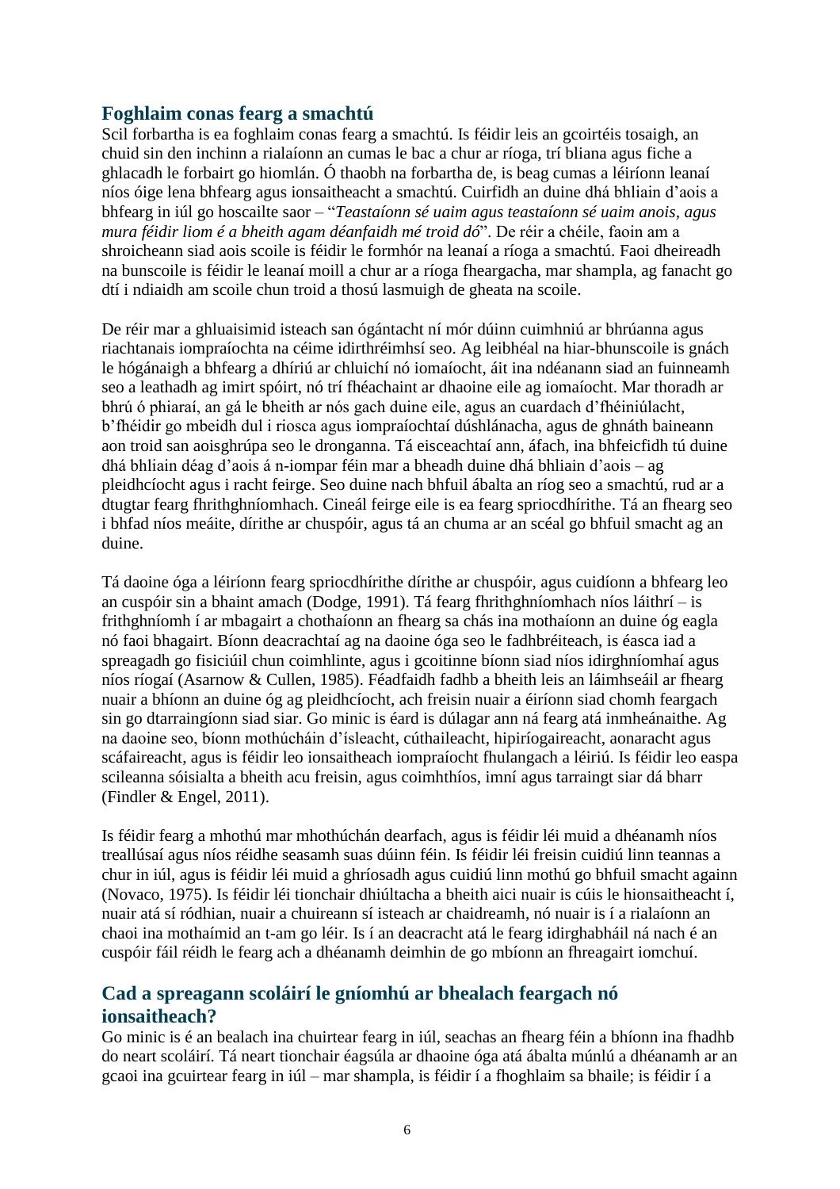## Foghlaim conas fearg a smachtú

Scil forbartha is ea foghlaim conas fearg a smachtú. Is féidir leis an gcoirtéis tosaigh, an chuid sin den inchinn a rialaíonn an cumas le bac a chur ar ríoga, trí bliana agus fiche a ghlacadh le forbairt go hiomlán. Ó thaobh na forbartha de, is beag cumas a léiríonn leanaí níos óige lena bhfearg agus ionsaitheacht a smachtú. Cuirfidh an duine dhá bhliain d'aois a bhfearg in iúl go hoscailte saor – "*Teastaíonn sé uaim agus teastaíonn sé uaim anois, agus mura féidir liom é a bheith agam déanfaidh mé troid dó*". De réir a chéile, faoin am a shroicheann siad aois scoile is féidir le formhór na leanaí a ríoga a smachtú. Faoi dheireadh na bunscoile is féidir le leanaí moill a chur ar a ríoga fheargacha, mar shampla, ag fanacht go dtí i ndiaidh am scoile chun troid a thosú lasmuigh de gheata na scoile.

De réir mar a ghluaisimid isteach san ógántacht ní mór dúinn cuimhniú ar bhrúanna agus riachtanais iompraíochta na céime idirthréimhsí seo. Ag leibhéal na hiar-bhunscoile is gnách le hógánaigh a bhfearg a dhíriú ar chluichí nó iomaíocht, áit ina ndéanann siad an fuinneamh seo a leathadh ag imirt spóirt, nó trí fhéachaint ar dhaoine eile ag iomaíocht. Mar thoradh ar bhrú ó phiaraí, an gá le bheith ar nós gach duine eile, agus an cuardach d'fhéiniúlacht, b'fhéidir go mbeidh dul i riosca agus iompraíochtaí dúshlánacha, agus de ghnáth baineann aon troid san aoisghrúpa seo le dronganna. Tá eisceachtaí ann, áfach, ina bhfeicfidh tú duine dhá bhliain déag d'aois á n-iompar féin mar a bheadh duine dhá bhliain d'aois – ag pleidhcíocht agus i racht feirge. Seo duine nach bhfuil ábalta an ríog seo a smachtú, rud ar a dtugtar fearg fhrithghníomhach. Cineál feirge eile is ea fearg spriocdhírithe. Tá an fhearg seo i bhfad níos meáite, dírithe ar chuspóir, agus tá an chuma ar an scéal go bhfuil smacht ag an duine.

Tá daoine óga a léiríonn fearg spriocdhírithe dírithe ar chuspóir, agus cuidíonn a bhfearg leo an cuspóir sin a bhaint amach (Dodge, 1991). Tá fearg fhrithghníomhach níos láithrí – is frithghníomh í ar mbagairt a chothaíonn an fhearg sa chás ina mothaíonn an duine óg eagla nó faoi bhagairt. Bíonn deacrachtaí ag na daoine óga seo le fadhbréiteach, is éasca iad a spreagadh go fisiciúil chun coimhlinte, agus i gcoitinne bíonn siad níos idirghníomhaí agus níos ríogaí (Asarnow & Cullen, 1985). Féadfaidh fadhb a bheith leis an láimhseáil ar fhearg nuair a bhíonn an duine óg ag pleidhcíocht, ach freisin nuair a éiríonn siad chomh feargach sin go dtarraingíonn siad siar. Go minic is éard is dúlagar ann ná fearg atá inmheánaithe. Ag na daoine seo, bíonn mothúcháin d'ísleacht, cúthaileacht, hipiríogaireacht, aonaracht agus scáfaireacht, agus is féidir leo ionsaitheach iompraíocht fhulangach a léiriú. Is féidir leo easpa scileanna sóisialta a bheith acu freisin, agus coimhthíos, imní agus tarraingt siar dá bharr (Findler & Engel, 2011).

Is féidir fearg a mhothú mar mhothúchán dearfach, agus is féidir léi muid a dhéanamh níos treallúsaí agus níos réidhe seasamh suas dúinn féin. Is féidir léi freisin cuidiú linn teannas a chur in iúl, agus is féidir léi muid a ghríosadh agus cuidiú linn mothú go bhfuil smacht againn (Novaco, 1975). Is féidir léi tionchair dhiúltacha a bheith aici nuair is cúis le hionsaitheacht í, nuair atá sí ródhian, nuair a chuireann sí isteach ar chaidreamh, nó nuair is í a rialaíonn an chaoi ina mothaímid an t-am go léir. Is í an deacracht atá le fearg idirghabháil ná nach é an cuspóir fáil réidh le fearg ach a dhéanamh deimhin de go mbíonn an fhreagairt iomchuí.

## Cad a spreagann scoláirí le gníomhú ar bhealach feargach nó ionsaitheach?

Go minic is é an bealach ina chuirtear fearg in iúl, seachas an fhearg féin a bhíonn ina fhadhb do neart scoláirí. Tá neart tionchair éagsúla ar dhaoine óga atá ábalta múnlú a dhéanamh ar an gcaoi ina gcuirtear fearg in iúl – mar shampla, is féidir í a fhoghlaim sa bhaile; is féidir í a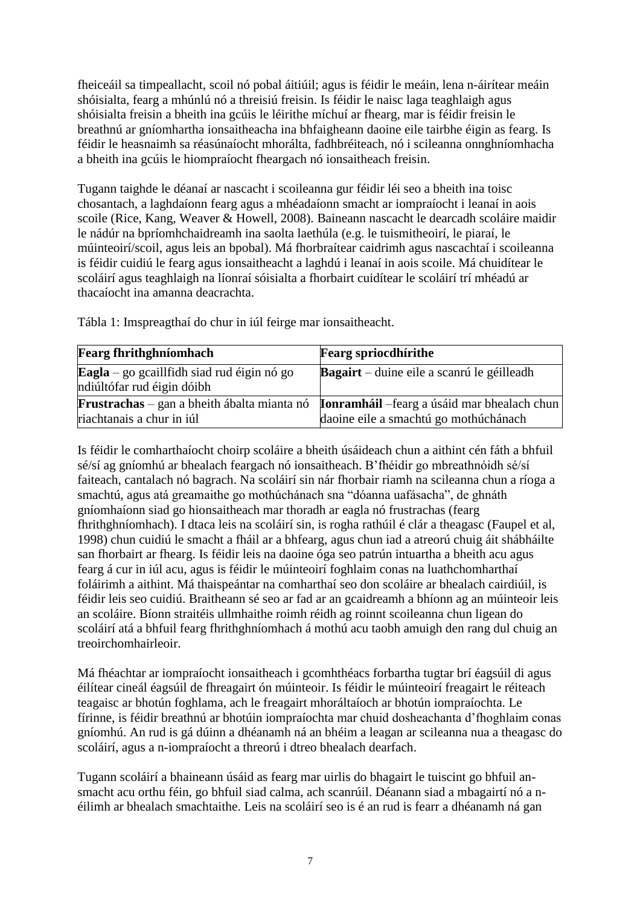fheiceáil sa timpeallacht, scoil nó pobal áitiúil; agus is féidir le meáin, lena n-áirítear meáin shóisialta, fearg a mhúnlú nó a threisiú freisin. Is féidir le naisc laga teaghlaigh agus shóisialta freisin a bheith ina gcúis le léirithe míchuí ar fhearg, mar is féidir freisin le breathnú ar gníomhartha ionsaitheacha ina bhfaigheann daoine eile tairbhe éigin as fearg. Is féidir le heasnaimh sa réasúnaíocht mhorálta, fadhbréiteach, nó i scileanna onnghníomhacha a bheith ina gcúis le hiompraíocht fheargach nó ionsaitheach freisin.

Tugann taighde le déanaí ar nascacht i scoileanna gur féidir léi seo a bheith ina toisc chosantach, a laghdaíonn fearg agus a mhéadaíonn smacht ar iompraíocht i leanaí in aois scoile (Rice, Kang, Weaver & Howell, 2008). Baineann nascacht le dearcadh scoláire maidir le nádúr na bpríomhchaidreamh ina saolta laethúla (e.g. le tuismitheoirí, le piaraí, le múinteoirí/scoil, agus leis an bpobal). Má fhorbraítear caidrimh agus nascachtaí i scoileanna is féidir cuidiú le fearg agus ionsaitheacht a laghdú i leanaí in aois scoile. Má chuidítear le scoláirí agus teaghlaigh na líonraí sóisialta a fhorbairt cuidítear le scoláirí trí mhéadú ar thacaíocht ina amanna deacrachta.

Tábla 1: Imspreagthaí do chur in iúl feirge mar ionsaitheacht.

| **Fearg fhrithghníomhach** | **Fearg spriocdhírithe** |
|---|---|
| **Eagla** – go gcaillfidh siad rud éigin nó go ndiúltófar rud éigin dóibh | **Bagairt** – duine eile a scanrú le géilleadh |
| **Frustrachas** – gan a bheith ábalta mianta nó riachtanais a chur in iúl | **Ionramháil** –fearg a úsáid mar bhealach chun daoine eile a smachtú go mothúchánach |

Is féidir le comharthaíocht choirp scoláire a bheith úsáideach chun a aithint cén fáth a bhfuil sé/sí ag gníomhú ar bhealach feargach nó ionsaitheach. B'fhéidir go mbreathnóidh sé/sí faiteach, cantalach nó bagrach. Na scoláirí sin nár fhorbair riamh na scileanna chun a ríoga a smachtú, agus atá greamaithe go mothúchánach sna "dóanna uafásacha", de ghnáth gníomhaíonn siad go hionsaitheach mar thoradh ar eagla nó frustrachas (fearg fhrithghníomhach). I dtaca leis na scoláirí sin, is rogha rathúil é clár a theagasc (Faupel et al, 1998) chun cuidiú le smacht a fháil ar a bhfearg, agus chun iad a atreorú chuig áit shábháilte san fhorbairt ar fhearg. Is féidir leis na daoine óga seo patrún intuartha a bheith acu agus fearg á cur in iúl acu, agus is féidir le múinteoirí foghlaim conas na luathchomharthaí foláirimh a aithint. Má thaispeántar na comharthaí seo don scoláire ar bhealach cairdiúil, is féidir leis seo cuidiú. Braitheann sé seo ar fad ar an gcaidreamh a bhíonn ag an múinteoir leis an scoláire. Bíonn straitéis ullmhaithe roimh réidh ag roinnt scoileanna chun ligean do scoláirí atá a bhfuil fearg fhrithghníomhach á mothú acu taobh amuigh den rang dul chuig an treoirchomhairleoir.

Má fhéachtar ar iompraíocht ionsaitheach i gcomhthéacs forbartha tugtar brí éagsúil di agus éilítear cineál éagsúil de fhreagairt ón múinteoir. Is féidir le múinteoirí freagairt le réiteach teagaisc ar bhotún foghlama, ach le freagairt mhoráltaíoch ar bhotún iompraíochta. Le fírinne, is féidir breathnú ar bhotúin iompraíochta mar chuid dosheachanta d'fhoghlaim conas gníomhú. An rud is gá dúinn a dhéanamh ná an bhéim a leagan ar scileanna nua a theagasc do scoláirí, agus a n-iompraíocht a threorú i dtreo bhealach dearfach.

Tugann scoláirí a bhaineann úsáid as fearg mar uirlis do bhagairt le tuiscint go bhfuil an-smacht acu orthu féin, go bhfuil siad calma, ach scanrúil. Déanann siad a mbagairtí nó a n-éilimh ar bhealach smachtaithe. Leis na scoláirí seo is é an rud is fearr a dhéanamh ná gan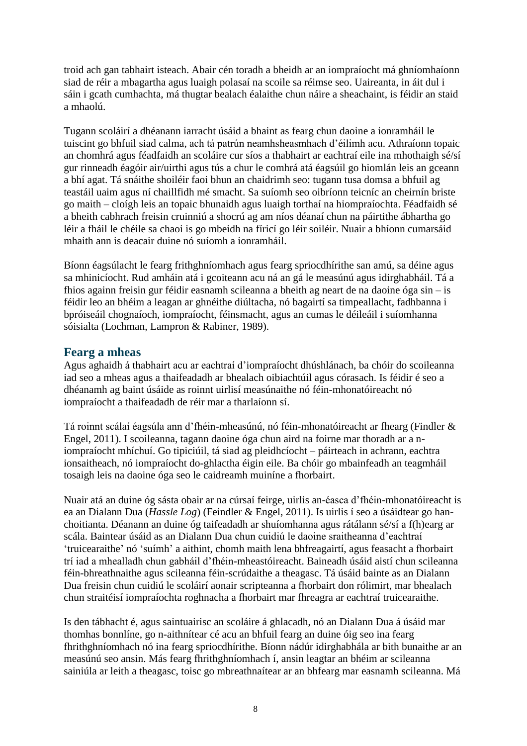troid ach gan tabhairt isteach. Abair cén toradh a bheidh ar an iompraíocht má ghníomhaíonn siad de réir a mbagartha agus luaigh polasaí na scoile sa réimse seo. Uaireanta, in áit dul i sáin i gcath cumhachta, má thugtar bealach éalaithe chun náire a sheachaint, is féidir an staid a mhaolú.

Tugann scoláirí a dhéanann iarracht úsáid a bhaint as fearg chun daoine a ionramháil le tuiscint go bhfuil siad calma, ach tá patrún neamhsheasmhach d'éilimh acu. Athraíonn topaic an chomhrá agus féadfaidh an scoláire cur síos a thabhairt ar eachtraí eile ina mhothaigh sé/sí gur rinneadh éagóir air/uirthi agus tús a chur le comhrá atá éagsúil go hiomlán leis an gceann a bhí agat. Tá snáithe shoiléir faoi bhun an chaidrimh seo: tugann tusa domsa a bhfuil ag teastáil uaim agus ní chaillfidh mé smacht. Sa suíomh seo oibríonn teicníc an cheirnín briste go maith – cloígh leis an topaic bhunaidh agus luaigh torthaí na hiompraíochta. Féadfaidh sé a bheith cabhrach freisin cruinniú a shocrú ag am níos déanaí chun na páirtithe ábhartha go léir a fháil le chéile sa chaoi is go mbeidh na fíricí go léir soiléir. Nuair a bhíonn cumarsáid mhaith ann is deacair duine nó suíomh a ionramháil.

Bíonn éagsúlacht le fearg frithghníomhach agus fearg spriocdhírithe san amú, sa déine agus sa mhinicíocht. Rud amháin atá i gcoiteann acu ná an gá le measúnú agus idirghabháil. Tá a fhios againn freisin gur féidir easnamh scileanna a bheith ag neart de na daoine óga sin – is féidir leo an bhéim a leagan ar ghnéithe diúltacha, nó bagairtí sa timpeallacht, fadhbanna i bpróiseáil chognaíoch, iompraíocht, féinsmacht, agus an cumas le déileáil i suíomhanna sóisialta (Lochman, Lampron & Rabiner, 1989).

## Fearg a mheas

Agus aghaidh á thabhairt acu ar eachtraí d'iompraíocht dhúshlánach, ba chóir do scoileanna iad seo a mheas agus a thaifeadadh ar bhealach oibiachtúil agus córasach. Is féidir é seo a dhéanamh ag baint úsáide as roinnt uirlisí measúnaithe nó féin-mhonatóireacht nó iompraíocht a thaifeadadh de réir mar a tharlaíonn sí.

Tá roinnt scálaí éagsúla ann d'fhéin-mheasúnú, nó féin-mhonatóireacht ar fhearg (Findler & Engel, 2011). I scoileanna, tagann daoine óga chun aird na foirne mar thoradh ar a n-iompraíocht mhíchuí. Go tipiciúil, tá siad ag pleidhcíocht – páirteach in achrann, eachtra ionsaitheach, nó iompraíocht do-ghlactha éigin eile. Ba chóir go mbainfeadh an teagmháil tosaigh leis na daoine óga seo le caidreamh muiníne a fhorbairt.

Nuair atá an duine óg sásta obair ar na cúrsaí feirge, uirlis an-éasca d'fhéin-mhonatóireacht is ea an Dialann Dua (*Hassle Log*) (Feindler & Engel, 2011). Is uirlis í seo a úsáidtear go han-choitianta. Déanann an duine óg taifeadadh ar shuíomhanna agus rátálann sé/sí a f(h)earg ar scála. Baintear úsáid as an Dialann Dua chun cuidiú le daoine sraitheanna d'eachtraí 'truicearaithe' nó 'suímh' a aithint, chomh maith lena bhfreagairtí, agus feasacht a fhorbairt trí iad a mhealladh chun gabháil d'fhéin-mheastóireacht. Baineadh úsáid aistí chun scileanna féin-bhreathnaithe agus scileanna féin-scrúdaithe a theagasc. Tá úsáid bainte as an Dialann Dua freisin chun cuidiú le scoláirí aonair scripteanna a fhorbairt don rólimirt, mar bhealach chun straitéisí iompraíochta roghnacha a fhorbairt mar fhreagra ar eachtraí truicearaithe.

Is den tábhacht é, agus saintuairisc an scoláire á ghlacadh, nó an Dialann Dua á úsáid mar thomhas bonnlíne, go n-aithnítear cé acu an bhfuil fearg an duine óig seo ina fearg fhrithghníomhach nó ina fearg spriocdhírithe. Bíonn nádúr idirghabhála ar bith bunaithe ar an measúnú seo ansin. Más fearg fhrithghníomhach í, ansin leagtar an bhéim ar scileanna sainiúla ar leith a theagasc, toisc go mbreathnaítear ar an bhfearg mar easnamh scileanna. Má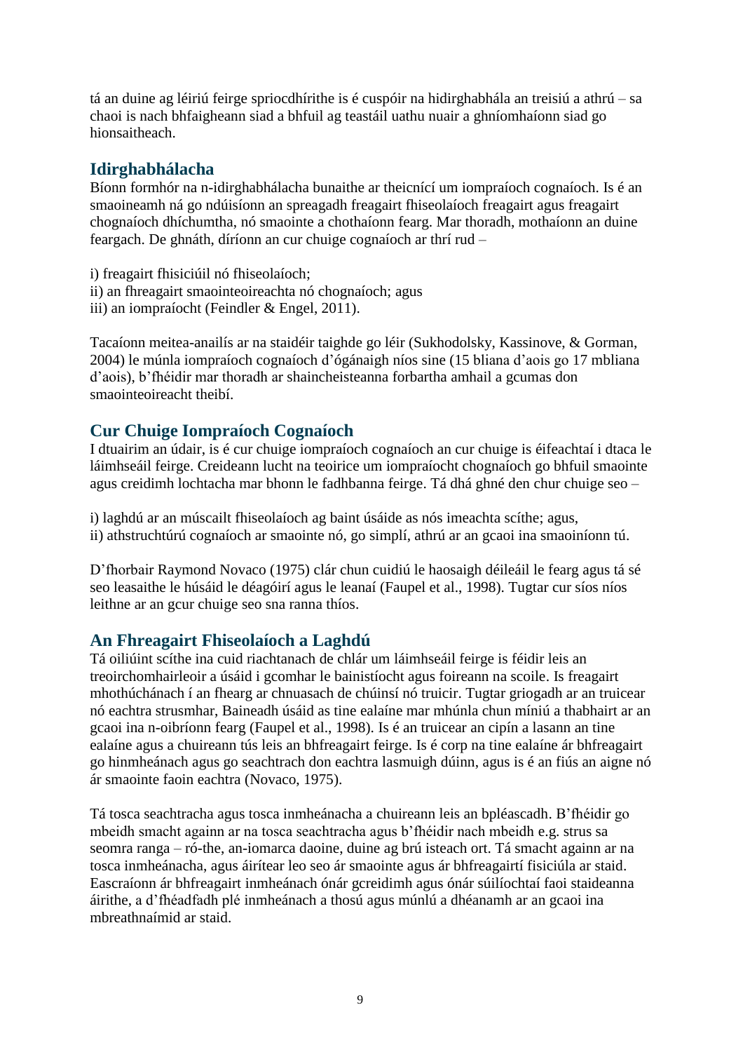tá an duine ag léiriú feirge spriocdhírithe is é cuspóir na hidirghabhála an treisiú a athrú – sa chaoi is nach bhfaigheann siad a bhfuil ag teastáil uathu nuair a ghníomhaíonn siad go hionsaitheach.

## Idirghabhálacha

Bíonn formhór na n-idirghabhálacha bunaithe ar theicnící um iompraíoch cognaíoch. Is é an smaoineamh ná go ndúisíonn an spreagadh freagairt fhiseolaíoch freagairt agus freagairt chognaíoch dhíchumtha, nó smaointe a chothaíonn fearg. Mar thoradh, mothaíonn an duine feargach. De ghnáth, díríonn an cur chuige cognaíoch ar thrí rud –

i) freagairt fhisiciúil nó fhiseolaíoch;
ii) an fhreagairt smaointeoireachta nó chognaíoch; agus
iii) an iompraíocht (Feindler & Engel, 2011).

Tacaíonn meitea-anailís ar na staidéir taighde go léir (Sukhodolsky, Kassinove, & Gorman, 2004) le múnla iompraíoch cognaíoch d'ógánaigh níos sine (15 bliana d'aois go 17 mbliana d'aois), b'fhéidir mar thoradh ar shaincheisteanna forbartha amhail a gcumas don smaointeoireacht theibí.

## Cur Chuige Iompraíoch Cognaíoch

I dtuairim an údair, is é cur chuige iompraíoch cognaíoch an cur chuige is éifeachtaí i dtaca le láimhseáil feirge. Creideann lucht na teoirice um iompraíocht chognaíoch go bhfuil smaointe agus creidimh lochtacha mar bhonn le fadhbanna feirge. Tá dhá ghné den chur chuige seo –

i) laghdú ar an múscailt fhiseolaíoch ag baint úsáide as nós imeachta scíthe; agus,
ii) athstruchtúrú cognaíoch ar smaointe nó, go simplí, athrú ar an gcaoi ina smaoiníonn tú.

D'fhorbair Raymond Novaco (1975) clár chun cuidiú le haosaigh déileáil le fearg agus tá sé seo leasaithe le húsáid le déagóirí agus le leanaí (Faupel et al., 1998). Tugtar cur síos níos leithne ar an gcur chuige seo sna ranna thíos.

## An Fhreagairt Fhiseolaíoch a Laghdú

Tá oiliúint scíthe ina cuid riachtanach de chlár um láimhseáil feirge is féidir leis an treoirchomhairleoir a úsáid i gcomhar le bainistíocht agus foireann na scoile. Is freagairt mhothúchánach í an fhearg ar chnuasach de chúinsí nó truicir. Tugtar griogadh ar an truicear nó eachtra strusmhar, Baineadh úsáid as tine ealaíne mar mhúnla chun míniú a thabhairt ar an gcaoi ina n-oibríonn fearg (Faupel et al., 1998). Is é an truicear an cipín a lasann an tine ealaíne agus a chuireann tús leis an bhfreagairt feirge. Is é corp na tine ealaíne ár bhfreagairt go hinmheánach agus go seachtrach don eachtra lasmuigh dúinn, agus is é an fiús an aigne nó ár smaointe faoin eachtra (Novaco, 1975).

Tá tosca seachtracha agus tosca inmheánacha a chuireann leis an bpléascadh. B'fhéidir go mbeidh smacht againn ar na tosca seachtracha agus b'fhéidir nach mbeidh e.g. strus sa seomra ranga – ró-the, an-iomarca daoine, duine ag brú isteach ort. Tá smacht againn ar na tosca inmheánacha, agus áirítear leo seo ár smaointe agus ár bhfreagairtí fisiciúla ar staid. Eascraíonn ár bhfreagairt inmheánach ónár gcreidimh agus ónár súilíochtaí faoi staideanna áirithe, a d'fhéadfadh plé inmheánach a thosú agus múnlú a dhéanamh ar an gcaoi ina mbreathnaímid ar staid.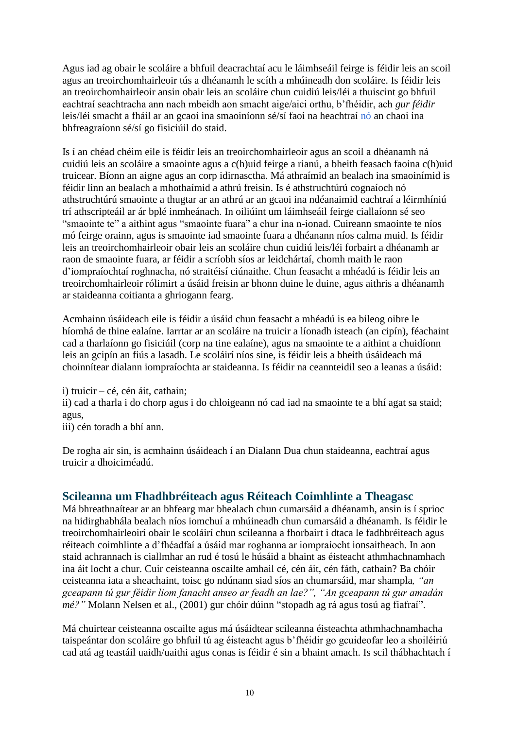Agus iad ag obair le scoláire a bhfuil deacrachtaí acu le láimhseáil feirge is féidir leis an scoil agus an treoirchomhairleoir tús a dhéanamh le scíth a mhúineadh don scoláire. Is féidir leis an treoirchomhairleoir ansin obair leis an scoláire chun cuidiú leis/léi a thuiscint go bhfuil eachtraí seachtracha ann nach mbeidh aon smacht aige/aici orthu, b'fhéidir, ach *gur féidir* leis/léi smacht a fháil ar an gcaoi ina smaoiníonn sé/sí faoi na heachtraí nó an chaoi ina bhfreagraíonn sé/sí go fisiciúil do staid.

Is í an chéad chéim eile is féidir leis an treoirchomhairleoir agus an scoil a dhéanamh ná cuidiú leis an scoláire a smaointe agus a c(h)uid feirge a rianú, a bheith feasach faoina c(h)uid truicear. Bíonn an aigne agus an corp idirnasctha. Má athraímid an bealach ina smaoinímid is féidir linn an bealach a mhothaímid a athrú freisin. Is é athstruchtúrú cognaíoch nó athstruchtúrú smaointe a thugtar ar an athrú ar an gcaoi ina ndéanaimid eachtraí a léirmhíniú trí athscripteáil ar ár bplé inmheánach. In oiliúint um láimhseáil feirge ciallaíonn sé seo "smaointe te" a aithint agus "smaointe fuara" a chur ina n-ionad. Cuireann smaointe te níos mó feirge orainn, agus is smaointe iad smaointe fuara a dhéanann níos calma muid. Is féidir leis an treoirchomhairleoir obair leis an scoláire chun cuidiú leis/léi forbairt a dhéanamh ar raon de smaointe fuara, ar féidir a scríobh síos ar leidchártaí, chomh maith le raon d'iompraíochtaí roghnacha, nó straitéisí ciúnaithe. Chun feasacht a mhéadú is féidir leis an treoirchomhairleoir rólimirt a úsáid freisin ar bhonn duine le duine, agus aithris a dhéanamh ar staideanna coitianta a ghriogann fearg.

Acmhainn úsáideach eile is féidir a úsáid chun feasacht a mhéadú is ea bileog oibre le híomhá de thine ealaíne. Iarrtar ar an scoláire na truicir a líonadh isteach (an cipín), féachaint cad a tharlaíonn go fisiciúil (corp na tine ealaíne), agus na smaointe te a aithint a chuidíonn leis an gcipín an fiús a lasadh. Le scoláirí níos sine, is féidir leis a bheith úsáideach má choinnítear dialann iompraíochta ar staideanna. Is féidir na ceannteidil seo a leanas a úsáid:

i) truicir – cé, cén áit, cathain;  
ii) cad a tharla i do chorp agus i do chloigeann nó cad iad na smaointe te a bhí agat sa staid; agus,  
iii) cén toradh a bhí ann.

De rogha air sin, is acmhainn úsáideach í an Dialann Dua chun staideanna, eachtraí agus truicir a dhoiciméadú.

## Scileanna um Fhadhbréiteach agus Réiteach Coimhlinte a Theagasc

Má bhreathnaítear ar an bhfearg mar bhealach chun cumarsáid a dhéanamh, ansin is í sprioc na hidirghabhála bealach níos iomchuí a mhúineadh chun cumarsáid a dhéanamh. Is féidir le treoirchomhairleoirí obair le scoláirí chun scileanna a fhorbairt i dtaca le fadhbréiteach agus réiteach coimhlinte a d'fhéadfaí a úsáid mar roghanna ar iompraíocht ionsaitheach. In aon staid achrannach is ciallmhar an rud é tosú le húsáid a bhaint as éisteacht athmhachnamhach ina áit locht a chur. Cuir ceisteanna oscailte amhail cé, cén áit, cén fáth, cathain? Ba chóir ceisteanna iata a sheachaint, toisc go ndúnann siad síos an chumarsáid, mar shampla*, "an gceapann tú gur féidir liom fanacht anseo ar feadh an lae?", "An gceapann tú gur amadán mé?"* Molann Nelsen et al., (2001) gur chóir dúinn "stopadh ag rá agus tosú ag fiafraí".

Má chuirtear ceisteanna oscailte agus má úsáidtear scileanna éisteachta athmhachnamhacha taispeántar don scoláire go bhfuil tú ag éisteacht agus b'fhéidir go gcuideofar leo a shoiléiriú cad atá ag teastáil uaidh/uaithi agus conas is féidir é sin a bhaint amach. Is scil thábhachtach í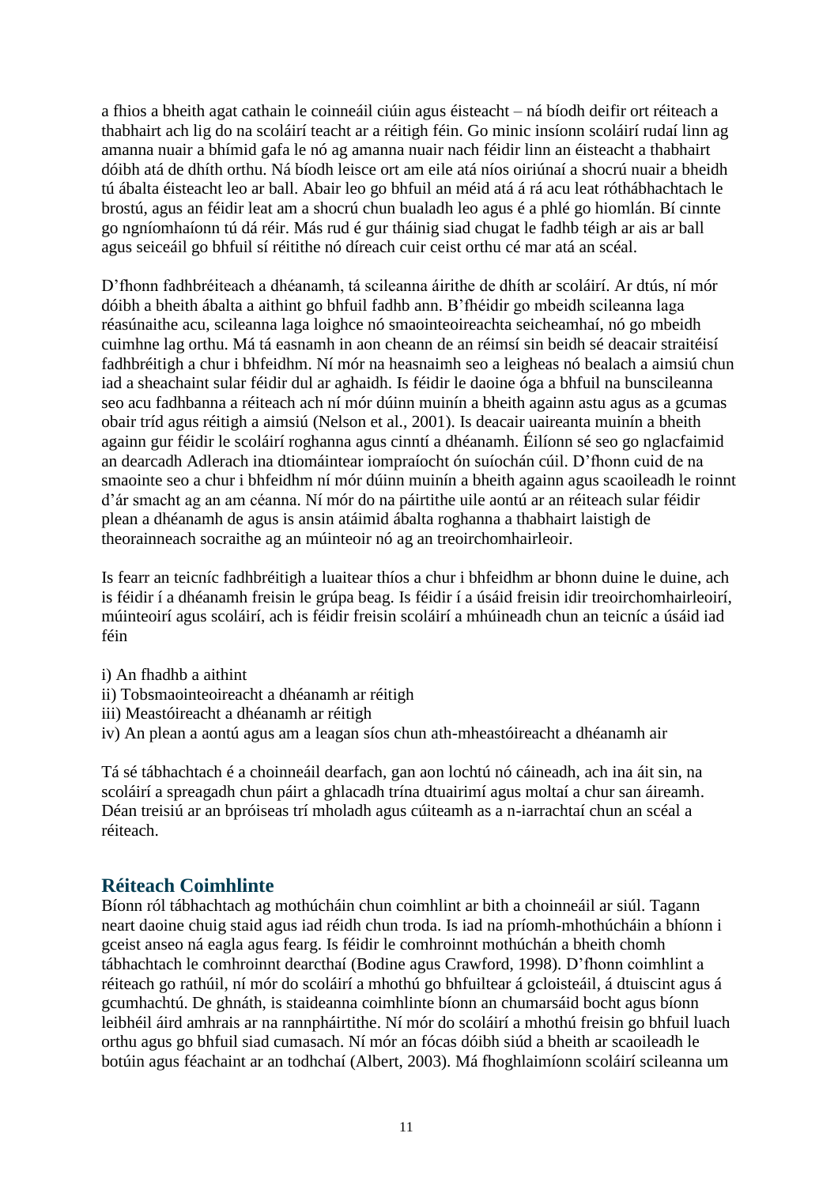a fhios a bheith agat cathain le coinneáil ciúin agus éisteacht – ná bíodh deifir ort réiteach a thabhairt ach lig do na scoláirí teacht ar a réitigh féin. Go minic insíonn scoláirí rudaí linn ag amanna nuair a bhímid gafa le nó ag amanna nuair nach féidir linn an éisteacht a thabhairt dóibh atá de dhíth orthu. Ná bíodh leisce ort am eile atá níos oiriúnaí a shocrú nuair a bheidh tú ábalta éisteacht leo ar ball. Abair leo go bhfuil an méid atá á rá acu leat róthábhachtach le brostú, agus an féidir leat am a shocrú chun bualadh leo agus é a phlé go hiomlán. Bí cinnte go ngníomhaíonn tú dá réir. Más rud é gur tháinig siad chugat le fadhb téigh ar ais ar ball agus seiceáil go bhfuil sí réitithe nó díreach cuir ceist orthu cé mar atá an scéal.

D'fhonn fadhbréiteach a dhéanamh, tá scileanna áirithe de dhíth ar scoláirí. Ar dtús, ní mór dóibh a bheith ábalta a aithint go bhfuil fadhb ann. B'fhéidir go mbeidh scileanna laga réasúnaithe acu, scileanna laga loighce nó smaointeoireachta seicheamhaí, nó go mbeidh cuimhne lag orthu. Má tá easnamh in aon cheann de an réimsí sin beidh sé deacair straitéisí fadhbréitigh a chur i bhfeidhm. Ní mór na heasnaimh seo a leigheas nó bealach a aimsiú chun iad a sheachaint sular féidir dul ar aghaidh. Is féidir le daoine óga a bhfuil na bunscileanna seo acu fadhbanna a réiteach ach ní mór dúinn muinín a bheith againn astu agus as a gcumas obair tríd agus réitigh a aimsiú (Nelson et al., 2001). Is deacair uaireanta muinín a bheith againn gur féidir le scoláirí roghanna agus cinntí a dhéanamh. Éilíonn sé seo go nglacfaimid an dearcadh Adlerach ina dtiomáintear iompraíocht ón suíochán cúil. D'fhonn cuid de na smaointe seo a chur i bhfeidhm ní mór dúinn muinín a bheith againn agus scaoileadh le roinnt d'ár smacht ag an am céanna. Ní mór do na páirtithe uile aontú ar an réiteach sular féidir plean a dhéanamh de agus is ansin atáimid ábalta roghanna a thabhairt laistigh de theorainneach socraithe ag an múinteoir nó ag an treoirchomhairleoir.

Is fearr an teicníc fadhbréitigh a luaitear thíos a chur i bhfeidhm ar bhonn duine le duine, ach is féidir í a dhéanamh freisin le grúpa beag. Is féidir í a úsáid freisin idir treoirchomhairleoirí, múinteoirí agus scoláirí, ach is féidir freisin scoláirí a mhúineadh chun an teicníc a úsáid iad féin

i) An fhadhb a aithint
ii) Tobsmaointeoireacht a dhéanamh ar réitigh
iii) Meastóireacht a dhéanamh ar réitigh
iv) An plean a aontú agus am a leagan síos chun ath-mheastóireacht a dhéanamh air

Tá sé tábhachtach é a choinneáil dearfach, gan aon lochtú nó cáineadh, ach ina áit sin, na scoláirí a spreagadh chun páirt a ghlacadh trína dtuairimí agus moltaí a chur san áireamh. Déan treisiú ar an bpróiseas trí mholadh agus cúiteamh as a n-iarrachtaí chun an scéal a réiteach.

## Réiteach Coimhlinte

Bíonn ról tábhachtach ag mothúcháin chun coimhlint ar bith a choinneáil ar siúl. Tagann neart daoine chuig staid agus iad réidh chun troda. Is iad na príomh-mhothúcháin a bhíonn i gceist anseo ná eagla agus fearg. Is féidir le comhroinnt mothúchán a bheith chomh tábhachtach le comhroinnt dearcthaí (Bodine agus Crawford, 1998). D'fhonn coimhlint a réiteach go rathúil, ní mór do scoláirí a mhothú go bhfuiltear á gcloisteáil, á dtuiscint agus á gcumhachtú. De ghnáth, is staideanna coimhlinte bíonn an chumarsáid bocht agus bíonn leibhéil áird amhrais ar na rannpháirtithe. Ní mór do scoláirí a mhothú freisin go bhfuil luach orthu agus go bhfuil siad cumasach. Ní mór an fócas dóibh siúd a bheith ar scaoileadh le botúin agus féachaint ar an todhchaí (Albert, 2003). Má fhoghlaimíonn scoláirí scileanna um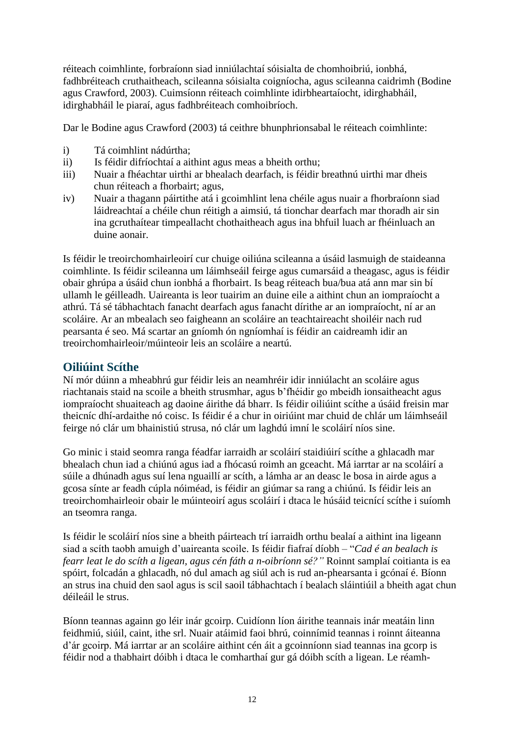réiteach coimhlinte, forbraíonn siad inniúlachtaí sóisialta de chomhoibriú, ionbhá, fadhbréiteach cruthaitheach, scileanna sóisialta coigníocha, agus scileanna caidrimh (Bodine agus Crawford, 2003). Cuimsíonn réiteach coimhlinte idirbheartaíocht, idirghabháil, idirghabháil le piaraí, agus fadhbréiteach comhoibríoch.

Dar le Bodine agus Crawford (2003) tá ceithre bhunphrionsabal le réiteach coimhlinte:

i) Tá coimhlint nádúrtha;
ii) Is féidir difríochtaí a aithint agus meas a bheith orthu;
iii) Nuair a fhéachtar uirthi ar bhealach dearfach, is féidir breathnú uirthi mar dheis chun réiteach a fhorbairt; agus,
iv) Nuair a thagann páirtithe atá i gcoimhlint lena chéile agus nuair a fhorbraíonn siad láidreachtaí a chéile chun réitigh a aimsiú, tá tionchar dearfach mar thoradh air sin ina gcruthaítear timpeallacht chothaitheach agus ina bhfuil luach ar fhéinluach an duine aonair.

Is féidir le treoirchomhairleoirí cur chuige oiliúna scileanna a úsáid lasmuigh de staideanna coimhlinte. Is féidir scileanna um láimhseáil feirge agus cumarsáid a theagasc, agus is féidir obair ghrúpa a úsáid chun ionbhá a fhorbairt. Is beag réiteach bua/bua atá ann mar sin bí ullamh le géilleadh. Uaireanta is leor tuairim an duine eile a aithint chun an iompraíocht a athrú. Tá sé tábhachtach fanacht dearfach agus fanacht dírithe ar an iompraíocht, ní ar an scoláire. Ar an mbealach seo faigheann an scoláire an teachtaireacht shoiléir nach rud pearsanta é seo. Má scartar an gníomh ón ngníomhaí is féidir an caidreamh idir an treoirchomhairleoir/múinteoir leis an scoláire a neartú.

## Oiliúint Scíthe

Ní mór dúinn a mheabhrú gur féidir leis an neamhréir idir inniúlacht an scoláire agus riachtanais staid na scoile a bheith strusmhar, agus b'fhéidir go mbeidh ionsaitheacht agus iompraíocht shuaiteach ag daoine áirithe dá bharr. Is féidir oiliúint scíthe a úsáid freisin mar theicníc dhí-ardaithe nó coisc. Is féidir é a chur in oiriúint mar chuid de chlár um láimhseáil feirge nó clár um bhainistiú strusa, nó clár um laghdú imní le scoláirí níos sine.

Go minic i staid seomra ranga féadfar iarraidh ar scoláirí staidiúirí scíthe a ghlacadh mar bhealach chun iad a chiúnú agus iad a fhócasú roimh an gceacht. Má iarrtar ar na scoláirí a súile a dhúnadh agus suí lena nguaillí ar scíth, a lámha ar an deasc le bosa in airde agus a gcosa sínte ar feadh cúpla nóiméad, is féidir an giúmar sa rang a chiúnú. Is féidir leis an treoirchomhairleoir obair le múinteoirí agus scoláirí i dtaca le húsáid teicnící scíthe i suíomh an tseomra ranga.

Is féidir le scoláirí níos sine a bheith páirteach trí iarraidh orthu bealaí a aithint ina ligeann siad a scíth taobh amuigh d'uaireanta scoile. Is féidir fiafraí díobh – "*Cad é an bealach is fearr leat le do scíth a ligean, agus cén fáth a n-oibríonn sé?*" Roinnt samplaí coitianta is ea spóirt, folcadán a ghlacadh, nó dul amach ag siúl ach is rud an-phearsanta i gcónaí é. Bíonn an strus ina chuid den saol agus is scil saoil tábhachtach í bealach sláintiúil a bheith agat chun déileáil le strus.

Bíonn teannas againn go léir inár gcoirp. Cuidíonn líon áirithe teannais inár meatáin linn feidhmiú, siúil, caint, ithe srl. Nuair atáimid faoi bhrú, coinnímid teannas i roinnt áiteanna d'ár gcoirp. Má iarrtar ar an scoláire aithint cén áit a gcoinníonn siad teannas ina gcorp is féidir nod a thabhairt dóibh i dtaca le comharthaí gur gá dóibh scíth a ligean. Le réamh-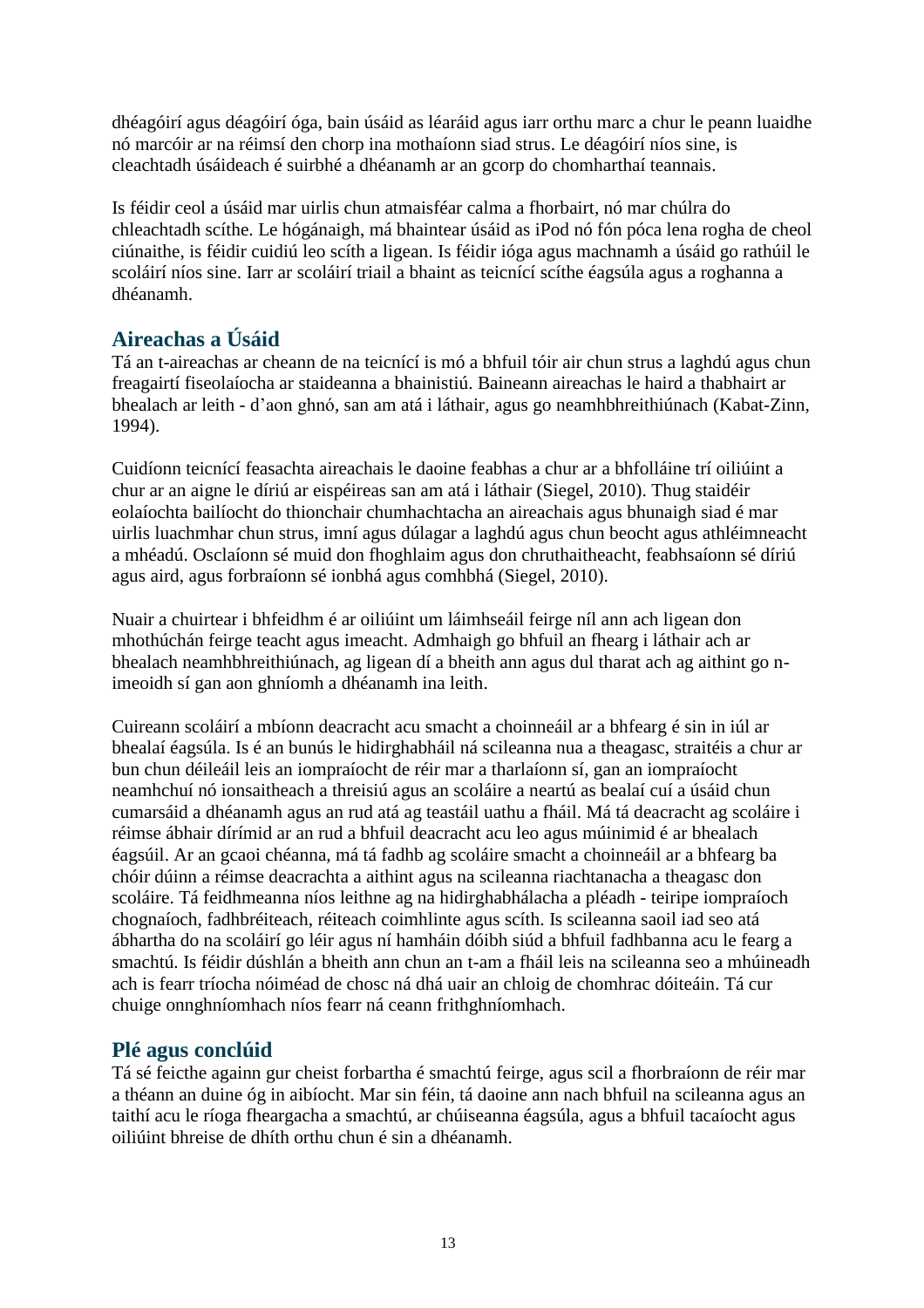dhéagóirí agus déagóirí óga, bain úsáid as léaráid agus iarr orthu marc a chur le peann luaidhe nó marcóir ar na réimsí den chorp ina mothaíonn siad strus. Le déagóirí níos sine, is cleachtadh úsáideach é suirbhé a dhéanamh ar an gcorp do chomharthaí teannais.

Is féidir ceol a úsáid mar uirlis chun atmaisféar calma a fhorbairt, nó mar chúlra do chleachtadh scíthe. Le hógánaigh, má bhaintear úsáid as iPod nó fón póca lena rogha de cheol ciúnaithe, is féidir cuidiú leo scíth a ligean. Is féidir ióga agus machnamh a úsáid go rathúil le scoláirí níos sine. Iarr ar scoláirí triail a bhaint as teicnící scíthe éagsúla agus a roghanna a dhéanamh.

## Aireachas a Úsáid

Tá an t-aireachas ar cheann de na teicnící is mó a bhfuil tóir air chun strus a laghdú agus chun freagairtí fiseolaíocha ar staideanna a bhainistiú. Baineann aireachas le haird a thabhairt ar bhealach ar leith - d'aon ghnó, san am atá i láthair, agus go neamhbhreithiúnach (Kabat-Zinn, 1994).

Cuidíonn teicnící feasachta aireachais le daoine feabhas a chur ar a bhfolláine trí oiliúint a chur ar an aigne le díriú ar eispéireas san am atá i láthair (Siegel, 2010). Thug staidéir eolaíochta bailíocht do thionchair chumhachtacha an aireachais agus bhunaigh siad é mar uirlis luachmhar chun strus, imní agus dúlagar a laghdú agus chun beocht agus athléimneacht a mhéadú. Osclaíonn sé muid don fhoghlaim agus don chruthaitheacht, feabhsaíonn sé díriú agus aird, agus forbraíonn sé ionbhá agus comhbhá (Siegel, 2010).

Nuair a chuirtear i bhfeidhm é ar oiliúint um láimhseáil feirge níl ann ach ligean don mhothúchán feirge teacht agus imeacht. Admhaigh go bhfuil an fhearg i láthair ach ar bhealach neamhbhreithiúnach, ag ligean dí a bheith ann agus dul tharat ach ag aithint go n-imeoidh sí gan aon ghníomh a dhéanamh ina leith.

Cuireann scoláirí a mbíonn deacracht acu smacht a choinneáil ar a bhfearg é sin in iúl ar bhealaí éagsúla. Is é an bunús le hidirghabháil ná scileanna nua a theagasc, straitéis a chur ar bun chun déileáil leis an iompraíocht de réir mar a tharlaíonn sí, gan an iompraíocht neamhchuí nó ionsaitheach a threisiú agus an scoláire a neartú as bealaí cuí a úsáid chun cumarsáid a dhéanamh agus an rud atá ag teastáil uathu a fháil. Má tá deacracht ag scoláire i réimse ábhair dírímid ar an rud a bhfuil deacracht acu leo agus múinimid é ar bhealach éagsúil. Ar an gcaoi chéanna, má tá fadhb ag scoláire smacht a choinneáil ar a bhfearg ba chóir dúinn a réimse deacrachta a aithint agus na scileanna riachtanacha a theagasc don scoláire. Tá feidhmeanna níos leithne ag na hidirghabhálacha a pléadh - teiripe iompraíoch chognaíoch, fadhbréiteach, réiteach coimhlinte agus scíth. Is scileanna saoil iad seo atá ábhartha do na scoláirí go léir agus ní hamháin dóibh siúd a bhfuil fadhbanna acu le fearg a smachtú. Is féidir dúshlán a bheith ann chun an t-am a fháil leis na scileanna seo a mhúineadh ach is fearr tríocha nóiméad de chosc ná dhá uair an chloig de chomhrac dóiteáin. Tá cur chuige onnghníomhach níos fearr ná ceann frithghníomhach.

## Plé agus conclúid

Tá sé feicthe againn gur cheist forbartha é smachtú feirge, agus scil a fhorbraíonn de réir mar a théann an duine óg in aibíocht. Mar sin féin, tá daoine ann nach bhfuil na scileanna agus an taithí acu le ríoga fheargacha a smachtú, ar chúiseanna éagsúla, agus a bhfuil tacaíocht agus oiliúint bhreise de dhíth orthu chun é sin a dhéanamh.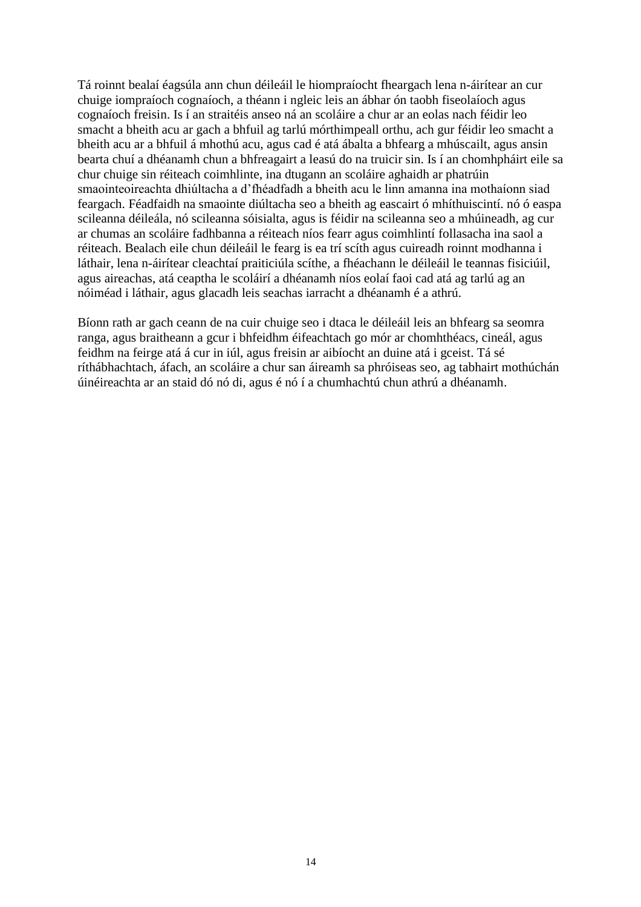Tá roinnt bealaí éagsúla ann chun déileáil le hiompraíocht fheargach lena n-áirítear an cur chuige iompraíoch cognaíoch, a théann i ngleic leis an ábhar ón taobh fiseolaíoch agus cognaíoch freisin. Is í an straitéis anseo ná an scoláire a chur ar an eolas nach féidir leo smacht a bheith acu ar gach a bhfuil ag tarlú mórthimpeall orthu, ach gur féidir leo smacht a bheith acu ar a bhfuil á mhothú acu, agus cad é atá ábalta a bhfearg a mhúscailt, agus ansin bearta chuí a dhéanamh chun a bhfreagairt a leasú do na truicir sin. Is í an chomhpháirt eile sa chur chuige sin réiteach coimhlinte, ina dtugann an scoláire aghaidh ar phatrúin smaointeoireachta dhiúltacha a d'fhéadfadh a bheith acu le linn amanna ina mothaíonn siad feargach. Féadfaidh na smaointe diúltacha seo a bheith ag eascairt ó mhíthuiscintí. nó ó easpa scileanna déileála, nó scileanna sóisialta, agus is féidir na scileanna seo a mhúineadh, ag cur ar chumas an scoláire fadhbanna a réiteach níos fearr agus coimhlintí follasacha ina saol a réiteach. Bealach eile chun déileáil le fearg is ea trí scíth agus cuireadh roinnt modhanna i láthair, lena n-áirítear cleachtaí praiticiúla scíthe, a fhéachann le déileáil le teannas fisiciúil, agus aireachas, atá ceaptha le scoláirí a dhéanamh níos eolaí faoi cad atá ag tarlú ag an nóiméad i láthair, agus glacadh leis seachas iarracht a dhéanamh é a athrú.

Bíonn rath ar gach ceann de na cuir chuige seo i dtaca le déileáil leis an bhfearg sa seomra ranga, agus braitheann a gcur i bhfeidhm éifeachtach go mór ar chomhthéacs, cineál, agus feidhm na feirge atá á cur in iúl, agus freisin ar aibíocht an duine atá i gceist. Tá sé ríthábhachtach, áfach, an scoláire a chur san áireamh sa phróiseas seo, ag tabhairt mothúchán úinéireachta ar an staid dó nó di, agus é nó í a chumhachtú chun athrú a dhéanamh.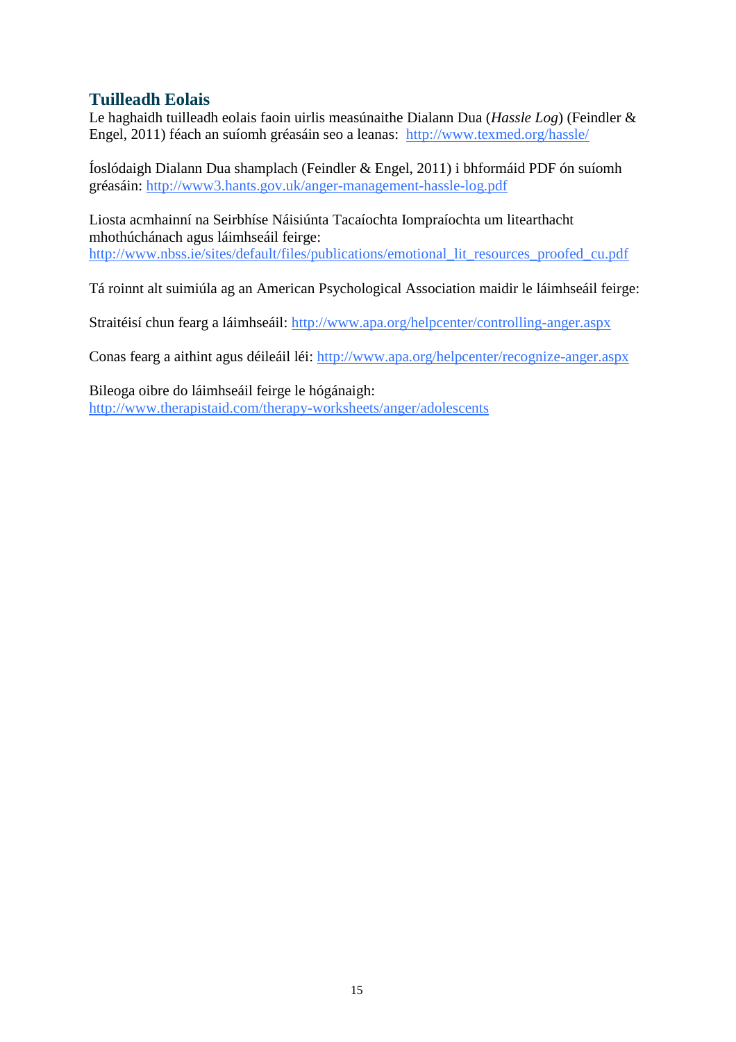## Tuilleadh Eolais

Le haghaidh tuilleadh eolais faoin uirlis measúnaithe Dialann Dua (*Hassle Log*) (Feindler & Engel, 2011) féach an suíomh gréasáin seo a leanas: http://www.texmed.org/hassle/

Íoslódaigh Dialann Dua shamplach (Feindler & Engel, 2011) i bhformáid PDF ón suíomh gréasáin: http://www3.hants.gov.uk/anger-management-hassle-log.pdf

Liosta acmhainní na Seirbhíse Náisiúnta Tacaíochta Iompraíochta um litearthacht mhothúchánach agus láimhseáil feirge: http://www.nbss.ie/sites/default/files/publications/emotional_lit_resources_proofed_cu.pdf

Tá roinnt alt suimiúla ag an American Psychological Association maidir le láimhseáil feirge:

Straitéisí chun fearg a láimhseáil: http://www.apa.org/helpcenter/controlling-anger.aspx

Conas fearg a aithint agus déileáil léi: http://www.apa.org/helpcenter/recognize-anger.aspx

Bileoga oibre do láimhseáil feirge le hógánaigh: http://www.therapistaid.com/therapy-worksheets/anger/adolescents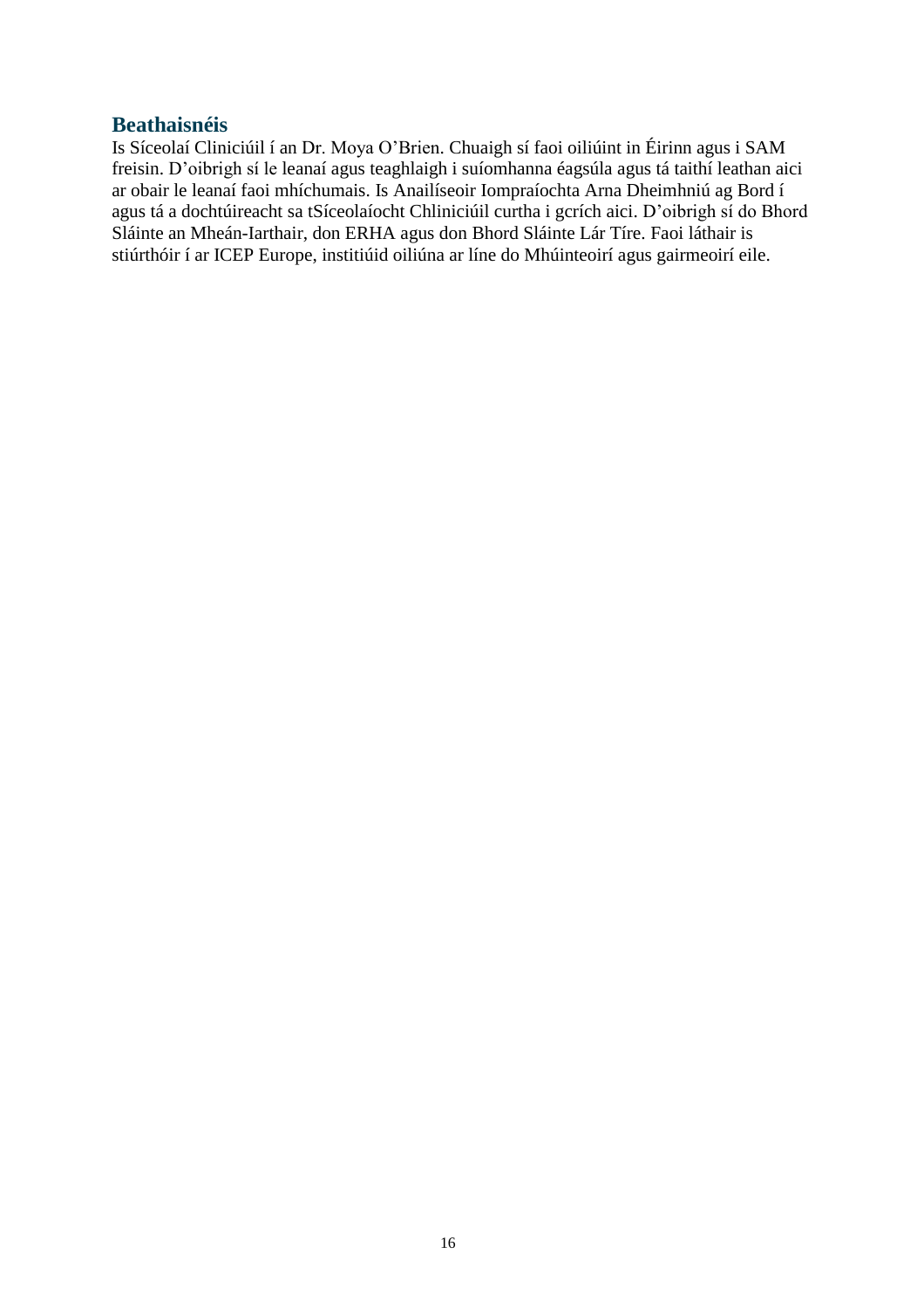## Beathaisnéis

Is Síceolaí Cliniciúil í an Dr. Moya O'Brien. Chuaigh sí faoi oiliúint in Éirinn agus i SAM freisin. D'oibrigh sí le leanaí agus teaghlaigh i suíomhanna éagsúla agus tá taithí leathan aici ar obair le leanaí faoi mhíchumais. Is Anailíseoir Iompraíochta Arna Dheimhniú ag Bord í agus tá a dochtúireacht sa tSíceolaíocht Chliniciúil curtha i gcrích aici. D'oibrigh sí do Bhord Sláinte an Mheán-Iarthair, don ERHA agus don Bhord Sláinte Lár Tíre. Faoi láthair is stiúrthóir í ar ICEP Europe, institiúid oiliúna ar líne do Mhúinteoirí agus gairmeoirí eile.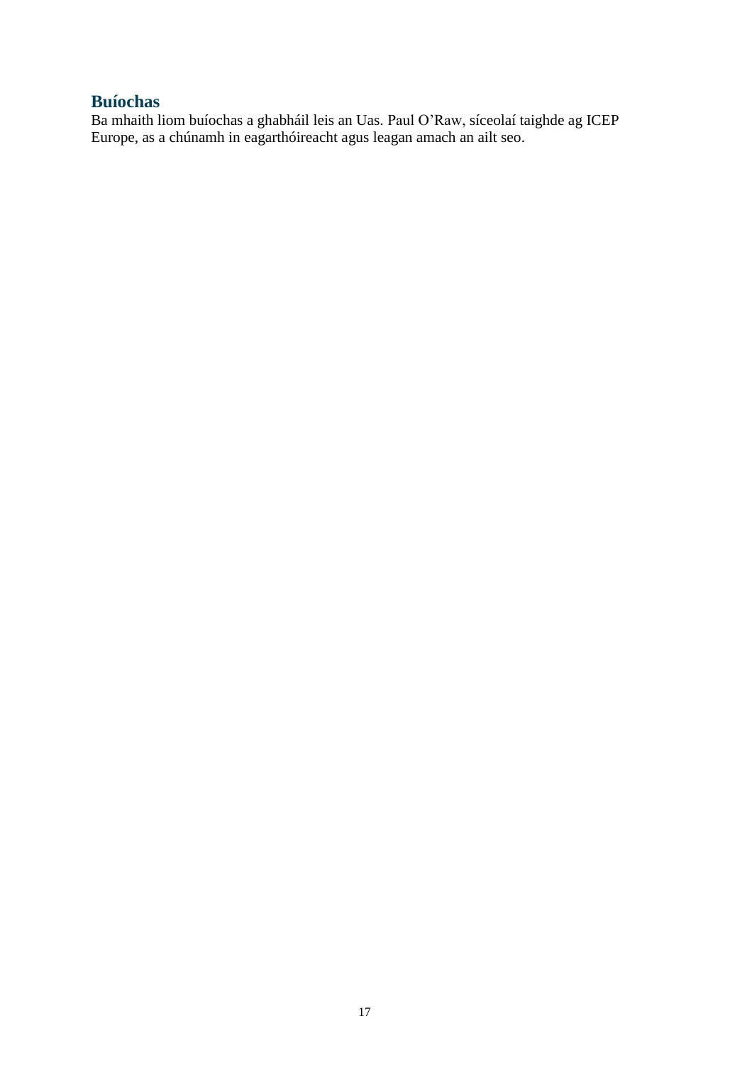## Buíochas

Ba mhaith liom buíochas a ghabháil leis an Uas. Paul O'Raw, síceolaí taighde ag ICEP Europe, as a chúnamh in eagarthóireacht agus leagan amach an ailt seo.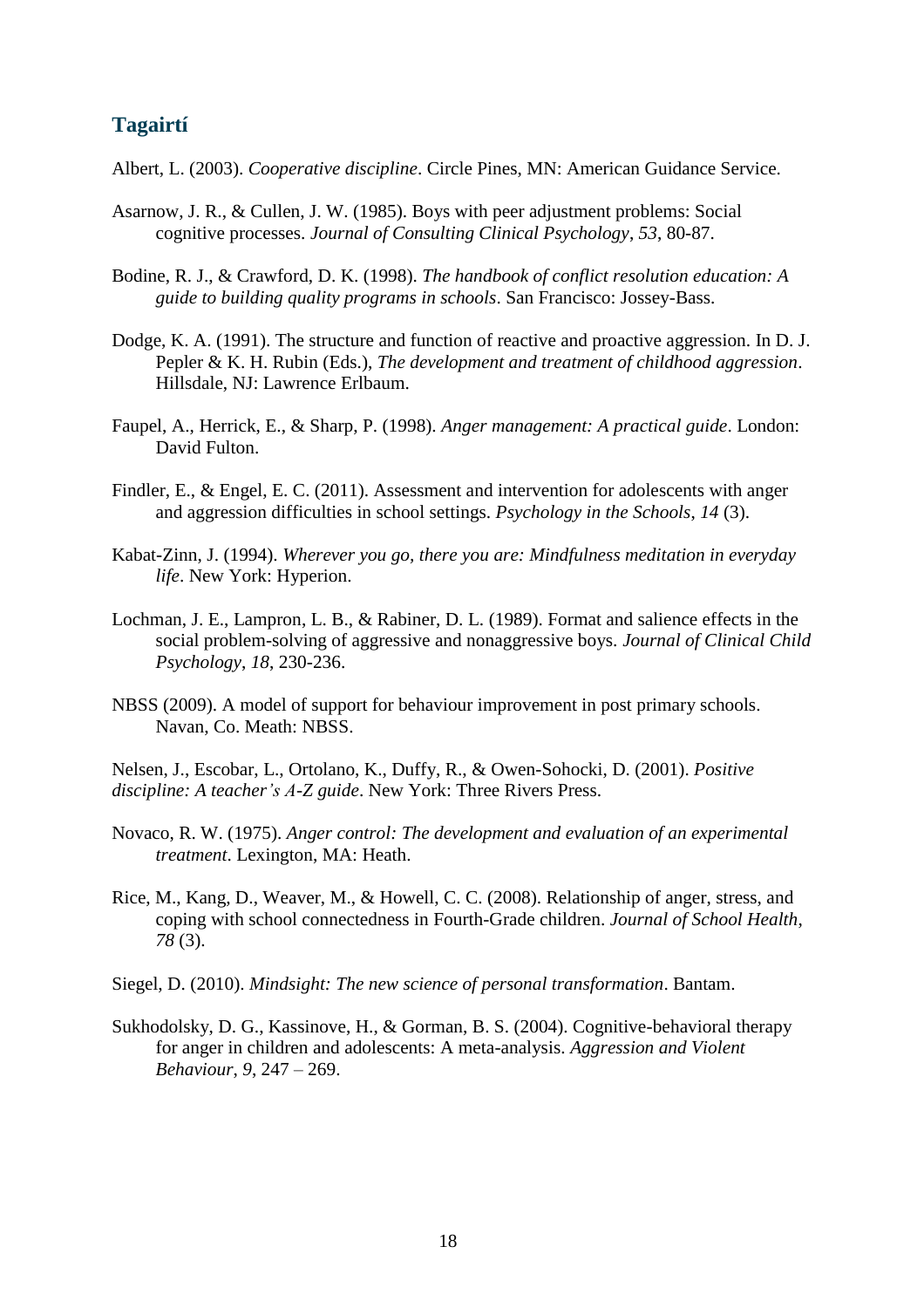## Tagairtí

Albert, L. (2003). *Cooperative discipline*. Circle Pines, MN: American Guidance Service.

Asarnow, J. R., & Cullen, J. W. (1985). Boys with peer adjustment problems: Social cognitive processes. *Journal of Consulting Clinical Psychology*, *53*, 80-87.

Bodine, R. J., & Crawford, D. K. (1998). *The handbook of conflict resolution education: A guide to building quality programs in schools*. San Francisco: Jossey-Bass.

Dodge, K. A. (1991). The structure and function of reactive and proactive aggression. In D. J. Pepler & K. H. Rubin (Eds.), *The development and treatment of childhood aggression*. Hillsdale, NJ: Lawrence Erlbaum.

Faupel, A., Herrick, E., & Sharp, P. (1998). *Anger management: A practical guide*. London: David Fulton.

Findler, E., & Engel, E. C. (2011). Assessment and intervention for adolescents with anger and aggression difficulties in school settings. *Psychology in the Schools*, *14* (3).

Kabat-Zinn, J. (1994). *Wherever you go, there you are: Mindfulness meditation in everyday life*. New York: Hyperion.

Lochman, J. E., Lampron, L. B., & Rabiner, D. L. (1989). Format and salience effects in the social problem-solving of aggressive and nonaggressive boys. *Journal of Clinical Child Psychology*, *18*, 230-236.

NBSS (2009). A model of support for behaviour improvement in post primary schools. Navan, Co. Meath: NBSS.

Nelsen, J., Escobar, L., Ortolano, K., Duffy, R., & Owen-Sohocki, D. (2001). *Positive discipline: A teacher's A-Z guide*. New York: Three Rivers Press.

Novaco, R. W. (1975). *Anger control: The development and evaluation of an experimental treatment*. Lexington, MA: Heath.

Rice, M., Kang, D., Weaver, M., & Howell, C. C. (2008). Relationship of anger, stress, and coping with school connectedness in Fourth-Grade children. *Journal of School Health*, *78* (3).

Siegel, D. (2010). *Mindsight: The new science of personal transformation*. Bantam.

Sukhodolsky, D. G., Kassinove, H., & Gorman, B. S. (2004). Cognitive-behavioral therapy for anger in children and adolescents: A meta-analysis. *Aggression and Violent Behaviour*, *9*, 247 – 269.